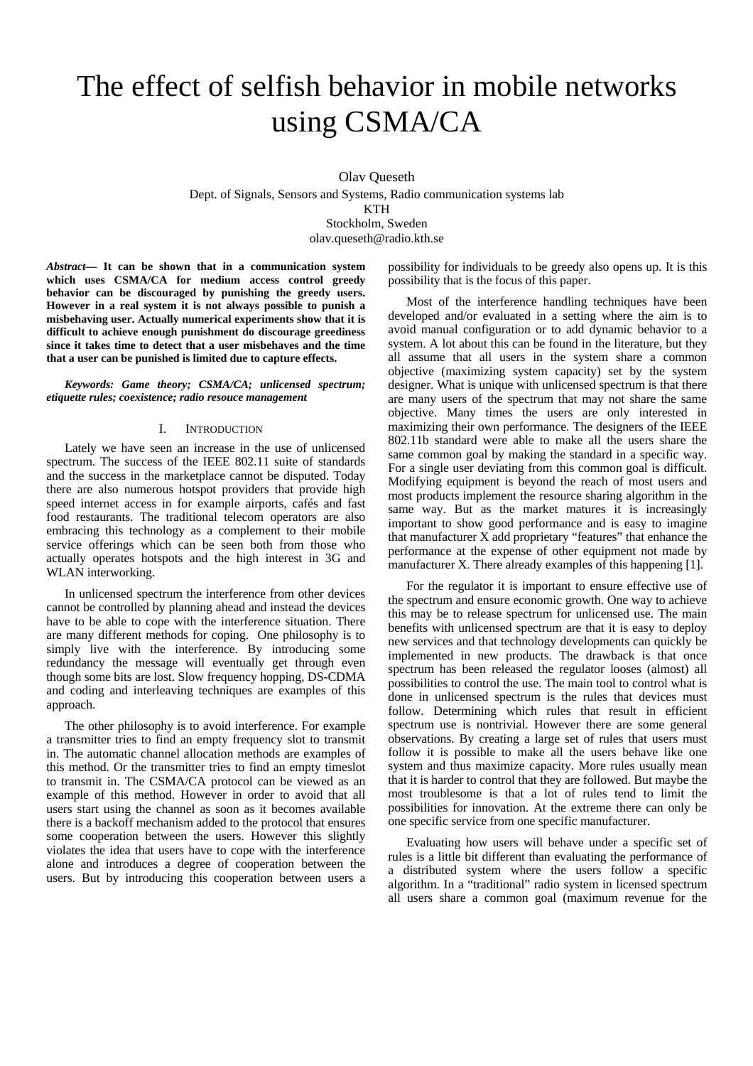# The effect of selfish behavior in mobile networks using CSMA/CA

Olav Queseth
Dept. of Signals, Sensors and Systems, Radio communication systems lab
KTH
Stockholm, Sweden
olav.queseth@radio.kth.se

***Abstract*— It can be shown that in a communication system which uses CSMA/CA for medium access control greedy behavior can be discouraged by punishing the greedy users. However in a real system it is not always possible to punish a misbehaving user. Actually numerical experiments show that it is difficult to achieve enough punishment do discourage greediness since it takes time to detect that a user misbehaves and the time that a user can be punished is limited due to capture effects.**

***Keywords: Game theory; CSMA/CA; unlicensed spectrum; etiquette rules; coexistence; radio resouce management***

## I. Introduction

Lately we have seen an increase in the use of unlicensed spectrum. The success of the IEEE 802.11 suite of standards and the success in the marketplace cannot be disputed. Today there are also numerous hotspot providers that provide high speed internet access in for example airports, cafés and fast food restaurants. The traditional telecom operators are also embracing this technology as a complement to their mobile service offerings which can be seen both from those who actually operates hotspots and the high interest in 3G and WLAN interworking.

In unlicensed spectrum the interference from other devices cannot be controlled by planning ahead and instead the devices have to be able to cope with the interference situation. There are many different methods for coping. One philosophy is to simply live with the interference. By introducing some redundancy the message will eventually get through even though some bits are lost. Slow frequency hopping, DS-CDMA and coding and interleaving techniques are examples of this approach.

The other philosophy is to avoid interference. For example a transmitter tries to find an empty frequency slot to transmit in. The automatic channel allocation methods are examples of this method. Or the transmitter tries to find an empty timeslot to transmit in. The CSMA/CA protocol can be viewed as an example of this method. However in order to avoid that all users start using the channel as soon as it becomes available there is a backoff mechanism added to the protocol that ensures some cooperation between the users. However this slightly violates the idea that users have to cope with the interference alone and introduces a degree of cooperation between the users. But by introducing this cooperation between users a possibility for individuals to be greedy also opens up. It is this possibility that is the focus of this paper.

Most of the interference handling techniques have been developed and/or evaluated in a setting where the aim is to avoid manual configuration or to add dynamic behavior to a system. A lot about this can be found in the literature, but they all assume that all users in the system share a common objective (maximizing system capacity) set by the system designer. What is unique with unlicensed spectrum is that there are many users of the spectrum that may not share the same objective. Many times the users are only interested in maximizing their own performance. The designers of the IEEE 802.11b standard were able to make all the users share the same common goal by making the standard in a specific way. For a single user deviating from this common goal is difficult. Modifying equipment is beyond the reach of most users and most products implement the resource sharing algorithm in the same way. But as the market matures it is increasingly important to show good performance and is easy to imagine that manufacturer X add proprietary "features" that enhance the performance at the expense of other equipment not made by manufacturer X. There already examples of this happening [1].

For the regulator it is important to ensure effective use of the spectrum and ensure economic growth. One way to achieve this may be to release spectrum for unlicensed use. The main benefits with unlicensed spectrum are that it is easy to deploy new services and that technology developments can quickly be implemented in new products. The drawback is that once spectrum has been released the regulator looses (almost) all possibilities to control the use. The main tool to control what is done in unlicensed spectrum is the rules that devices must follow. Determining which rules that result in efficient spectrum use is nontrivial. However there are some general observations. By creating a large set of rules that users must follow it is possible to make all the users behave like one system and thus maximize capacity. More rules usually mean that it is harder to control that they are followed. But maybe the most troublesome is that a lot of rules tend to limit the possibilities for innovation. At the extreme there can only be one specific service from one specific manufacturer.

Evaluating how users will behave under a specific set of rules is a little bit different than evaluating the performance of a distributed system where the users follow a specific algorithm. In a "traditional" radio system in licensed spectrum all users share a common goal (maximum revenue for the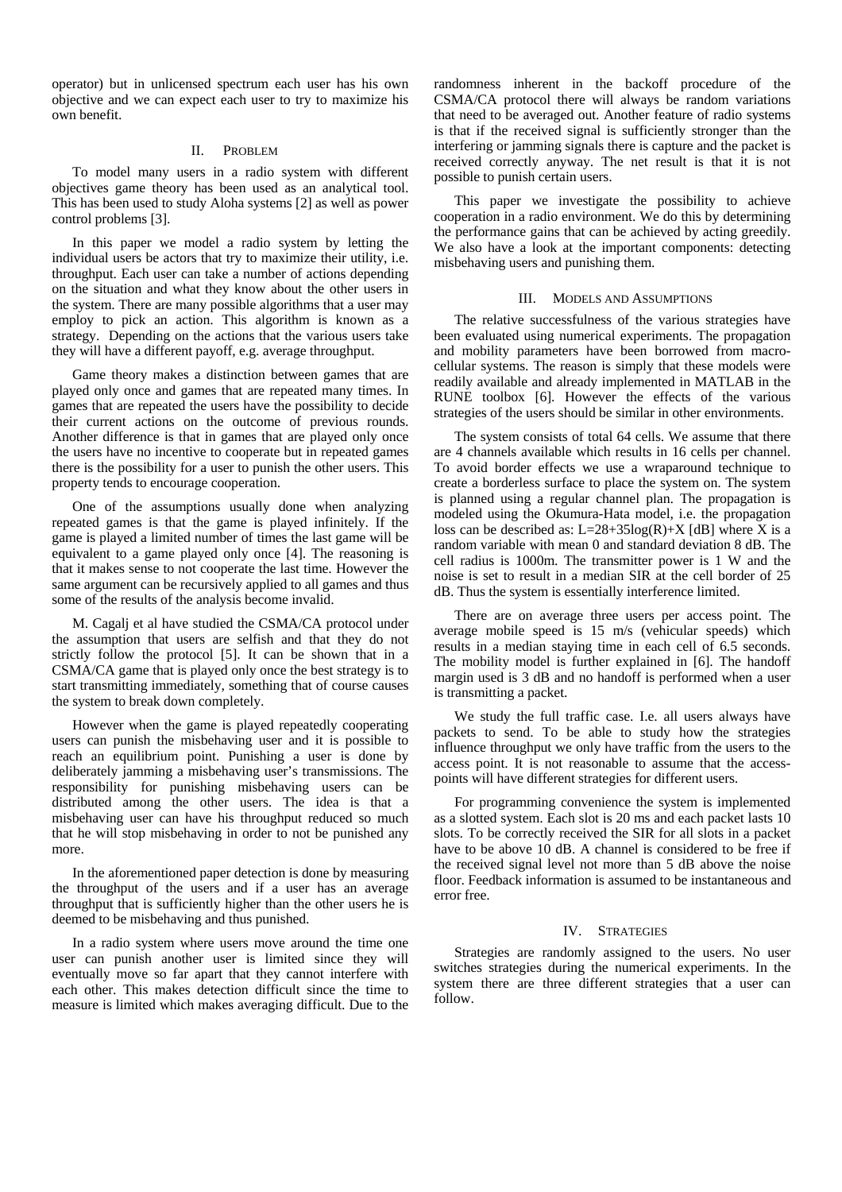operator) but in unlicensed spectrum each user has his own objective and we can expect each user to try to maximize his own benefit.

## II. PROBLEM

To model many users in a radio system with different objectives game theory has been used as an analytical tool. This has been used to study Aloha systems [2] as well as power control problems [3].

In this paper we model a radio system by letting the individual users be actors that try to maximize their utility, i.e. throughput. Each user can take a number of actions depending on the situation and what they know about the other users in the system. There are many possible algorithms that a user may employ to pick an action. This algorithm is known as a strategy. Depending on the actions that the various users take they will have a different payoff, e.g. average throughput.

Game theory makes a distinction between games that are played only once and games that are repeated many times. In games that are repeated the users have the possibility to decide their current actions on the outcome of previous rounds. Another difference is that in games that are played only once the users have no incentive to cooperate but in repeated games there is the possibility for a user to punish the other users. This property tends to encourage cooperation.

One of the assumptions usually done when analyzing repeated games is that the game is played infinitely. If the game is played a limited number of times the last game will be equivalent to a game played only once [4]. The reasoning is that it makes sense to not cooperate the last time. However the same argument can be recursively applied to all games and thus some of the results of the analysis become invalid.

M. Cagalj et al have studied the CSMA/CA protocol under the assumption that users are selfish and that they do not strictly follow the protocol [5]. It can be shown that in a CSMA/CA game that is played only once the best strategy is to start transmitting immediately, something that of course causes the system to break down completely.

However when the game is played repeatedly cooperating users can punish the misbehaving user and it is possible to reach an equilibrium point. Punishing a user is done by deliberately jamming a misbehaving user's transmissions. The responsibility for punishing misbehaving users can be distributed among the other users. The idea is that a misbehaving user can have his throughput reduced so much that he will stop misbehaving in order to not be punished any more.

In the aforementioned paper detection is done by measuring the throughput of the users and if a user has an average throughput that is sufficiently higher than the other users he is deemed to be misbehaving and thus punished.

In a radio system where users move around the time one user can punish another user is limited since they will eventually move so far apart that they cannot interfere with each other. This makes detection difficult since the time to measure is limited which makes averaging difficult. Due to the randomness inherent in the backoff procedure of the CSMA/CA protocol there will always be random variations that need to be averaged out. Another feature of radio systems is that if the received signal is sufficiently stronger than the interfering or jamming signals there is capture and the packet is received correctly anyway. The net result is that it is not possible to punish certain users.

This paper we investigate the possibility to achieve cooperation in a radio environment. We do this by determining the performance gains that can be achieved by acting greedily. We also have a look at the important components: detecting misbehaving users and punishing them.

## III. MODELS AND ASSUMPTIONS

The relative successfulness of the various strategies have been evaluated using numerical experiments. The propagation and mobility parameters have been borrowed from macro-cellular systems. The reason is simply that these models were readily available and already implemented in MATLAB in the RUNE toolbox [6]. However the effects of the various strategies of the users should be similar in other environments.

The system consists of total 64 cells. We assume that there are 4 channels available which results in 16 cells per channel. To avoid border effects we use a wraparound technique to create a borderless surface to place the system on. The system is planned using a regular channel plan. The propagation is modeled using the Okumura-Hata model, i.e. the propagation loss can be described as: $L=28+35\log(R)+X$ [dB] where X is a random variable with mean 0 and standard deviation 8 dB. The cell radius is 1000m. The transmitter power is 1 W and the noise is set to result in a median SIR at the cell border of 25 dB. Thus the system is essentially interference limited.

There are on average three users per access point. The average mobile speed is 15 m/s (vehicular speeds) which results in a median staying time in each cell of 6.5 seconds. The mobility model is further explained in [6]. The handoff margin used is 3 dB and no handoff is performed when a user is transmitting a packet.

We study the full traffic case. I.e. all users always have packets to send. To be able to study how the strategies influence throughput we only have traffic from the users to the access point. It is not reasonable to assume that the access-points will have different strategies for different users.

For programming convenience the system is implemented as a slotted system. Each slot is 20 ms and each packet lasts 10 slots. To be correctly received the SIR for all slots in a packet have to be above 10 dB. A channel is considered to be free if the received signal level not more than 5 dB above the noise floor. Feedback information is assumed to be instantaneous and error free.

## IV. STRATEGIES

Strategies are randomly assigned to the users. No user switches strategies during the numerical experiments. In the system there are three different strategies that a user can follow.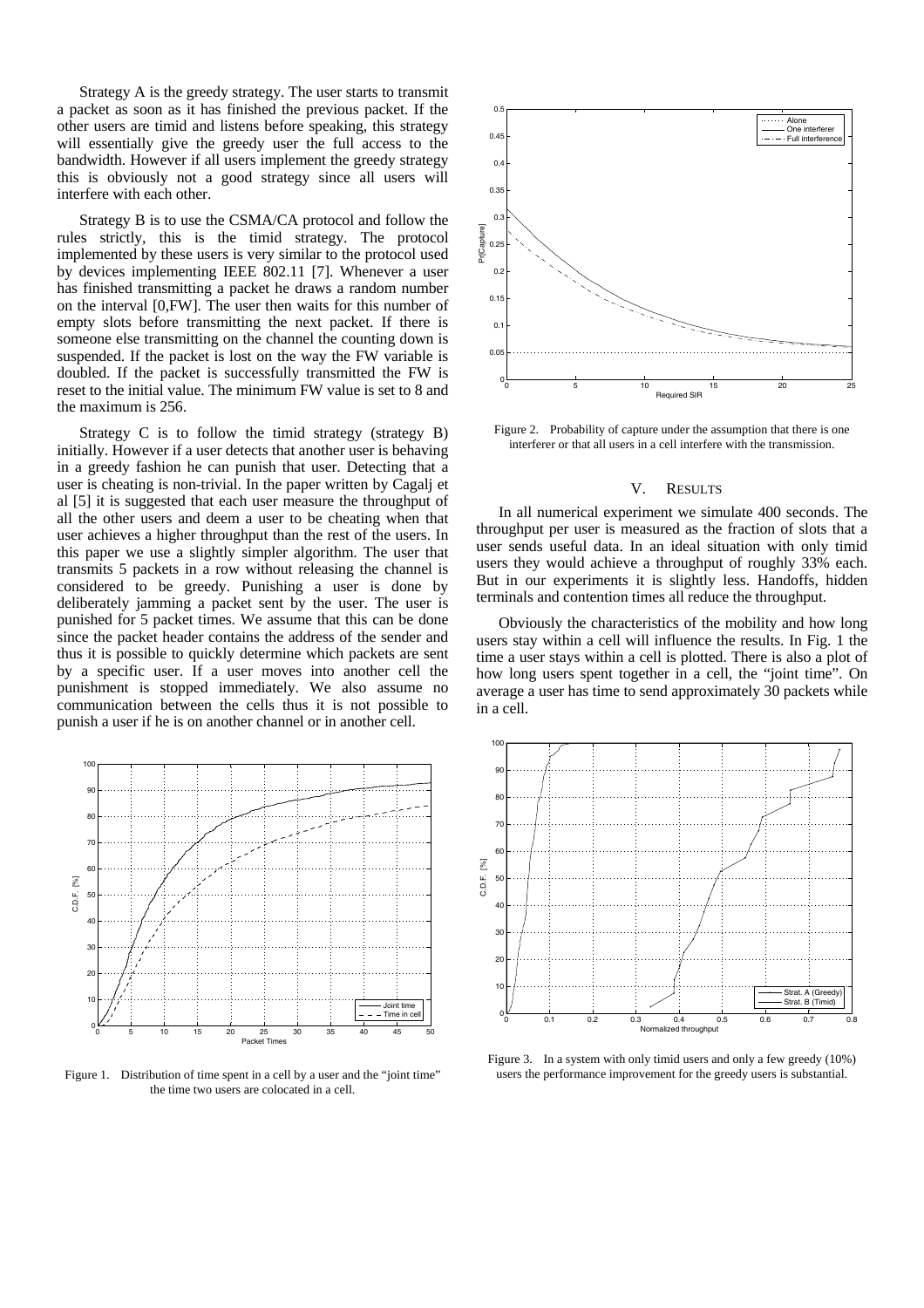Strategy A is the greedy strategy. The user starts to transmit a packet as soon as it has finished the previous packet. If the other users are timid and listens before speaking, this strategy will essentially give the greedy user the full access to the bandwidth. However if all users implement the greedy strategy this is obviously not a good strategy since all users will interfere with each other.

Strategy B is to use the CSMA/CA protocol and follow the rules strictly, this is the timid strategy. The protocol implemented by these users is very similar to the protocol used by devices implementing IEEE 802.11 [7]. Whenever a user has finished transmitting a packet he draws a random number on the interval [0,FW]. The user then waits for this number of empty slots before transmitting the next packet. If there is someone else transmitting on the channel the counting down is suspended. If the packet is lost on the way the FW variable is doubled. If the packet is successfully transmitted the FW is reset to the initial value. The minimum FW value is set to 8 and the maximum is 256.

Strategy C is to follow the timid strategy (strategy B) initially. However if a user detects that another user is behaving in a greedy fashion he can punish that user. Detecting that a user is cheating is non-trivial. In the paper written by Cagalj et al [5] it is suggested that each user measure the throughput of all the other users and deem a user to be cheating when that user achieves a higher throughput than the rest of the users. In this paper we use a slightly simpler algorithm. The user that transmits 5 packets in a row without releasing the channel is considered to be greedy. Punishing a user is done by deliberately jamming a packet sent by the user. The user is punished for 5 packet times. We assume that this can be done since the packet header contains the address of the sender and thus it is possible to quickly determine which packets are sent by a specific user. If a user moves into another cell the punishment is stopped immediately. We also assume no communication between the cells thus it is not possible to punish a user if he is on another channel or in another cell.

Figure 1. Distribution of time spent in a cell by a user and the "joint time" the time two users are colocated in a cell.

Figure 2. Probability of capture under the assumption that there is one interferer or that all users in a cell interfere with the transmission.

## V. RESULTS

In all numerical experiment we simulate 400 seconds. The throughput per user is measured as the fraction of slots that a user sends useful data. In an ideal situation with only timid users they would achieve a throughput of roughly 33% each. But in our experiments it is slightly less. Handoffs, hidden terminals and contention times all reduce the throughput.

Obviously the characteristics of the mobility and how long users stay within a cell will influence the results. In Fig. 1 the time a user stays within a cell is plotted. There is also a plot of how long users spent together in a cell, the "joint time". On average a user has time to send approximately 30 packets while in a cell.

Figure 3. In a system with only timid users and only a few greedy (10%) users the performance improvement for the greedy users is substantial.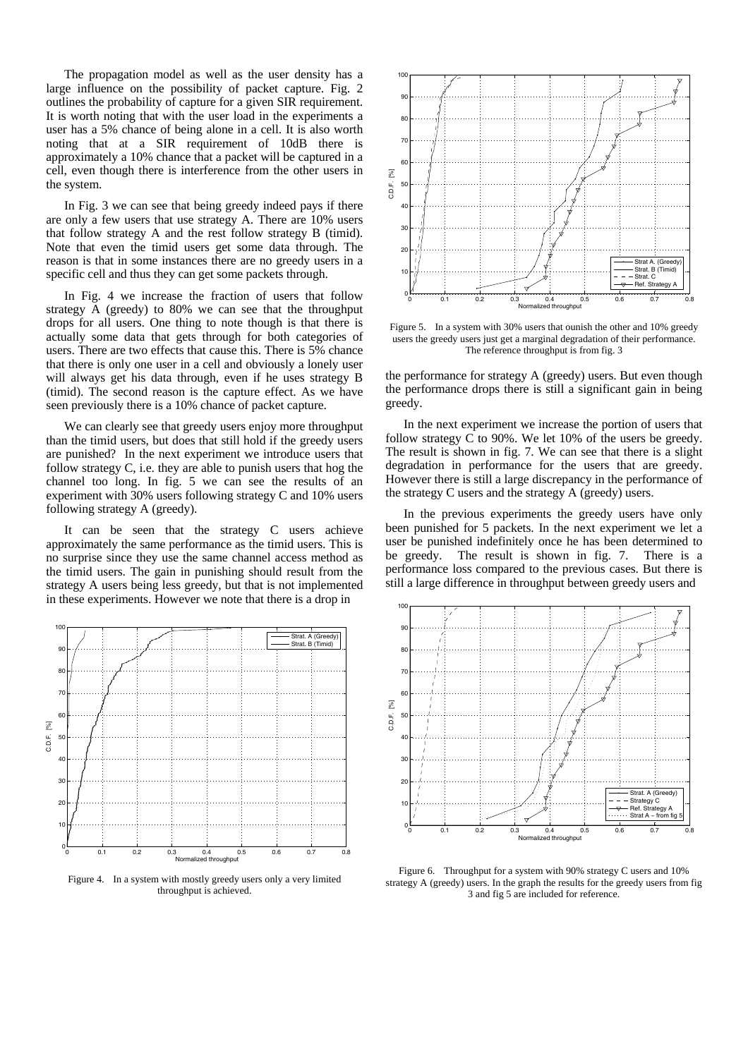The propagation model as well as the user density has a large influence on the possibility of packet capture. Fig. 2 outlines the probability of capture for a given SIR requirement. It is worth noting that with the user load in the experiments a user has a 5% chance of being alone in a cell. It is also worth noting that at a SIR requirement of 10dB there is approximately a 10% chance that a packet will be captured in a cell, even though there is interference from the other users in the system.

In Fig. 3 we can see that being greedy indeed pays if there are only a few users that use strategy A. There are 10% users that follow strategy A and the rest follow strategy B (timid). Note that even the timid users get some data through. The reason is that in some instances there are no greedy users in a specific cell and thus they can get some packets through.

In Fig. 4 we increase the fraction of users that follow strategy A (greedy) to 80% we can see that the throughput drops for all users. One thing to note though is that there is actually some data that gets through for both categories of users. There are two effects that cause this. There is 5% chance that there is only one user in a cell and obviously a lonely user will always get his data through, even if he uses strategy B (timid). The second reason is the capture effect. As we have seen previously there is a 10% chance of packet capture.

We can clearly see that greedy users enjoy more throughput than the timid users, but does that still hold if the greedy users are punished? In the next experiment we introduce users that follow strategy C, i.e. they are able to punish users that hog the channel too long. In fig. 5 we can see the results of an experiment with 30% users following strategy C and 10% users following strategy A (greedy).

It can be seen that the strategy C users achieve approximately the same performance as the timid users. This is no surprise since they use the same channel access method as the timid users. The gain in punishing should result from the strategy A users being less greedy, but that is not implemented in these experiments. However we note that there is a drop in the performance for strategy A (greedy) users. But even though the performance drops there is still a significant gain in being greedy.

Figure 4. In a system with mostly greedy users only a very limited throughput is achieved.

Figure 5. In a system with 30% users that ounish the other and 10% greedy users the greedy users just get a marginal degradation of their performance. The reference throughput is from fig. 3

In the next experiment we increase the portion of users that follow strategy C to 90%. We let 10% of the users be greedy. The result is shown in fig. 7. We can see that there is a slight degradation in performance for the users that are greedy. However there is still a large discrepancy in the performance of the strategy C users and the strategy A (greedy) users.

In the previous experiments the greedy users have only been punished for 5 packets. In the next experiment we let a user be punished indefinitely once he has been determined to be greedy. The result is shown in fig. 7. There is a performance loss compared to the previous cases. But there is still a large difference in throughput between greedy users and

Figure 6. Throughput for a system with 90% strategy C users and 10% strategy A (greedy) users. In the graph the results for the greedy users from fig 3 and fig 5 are included for reference.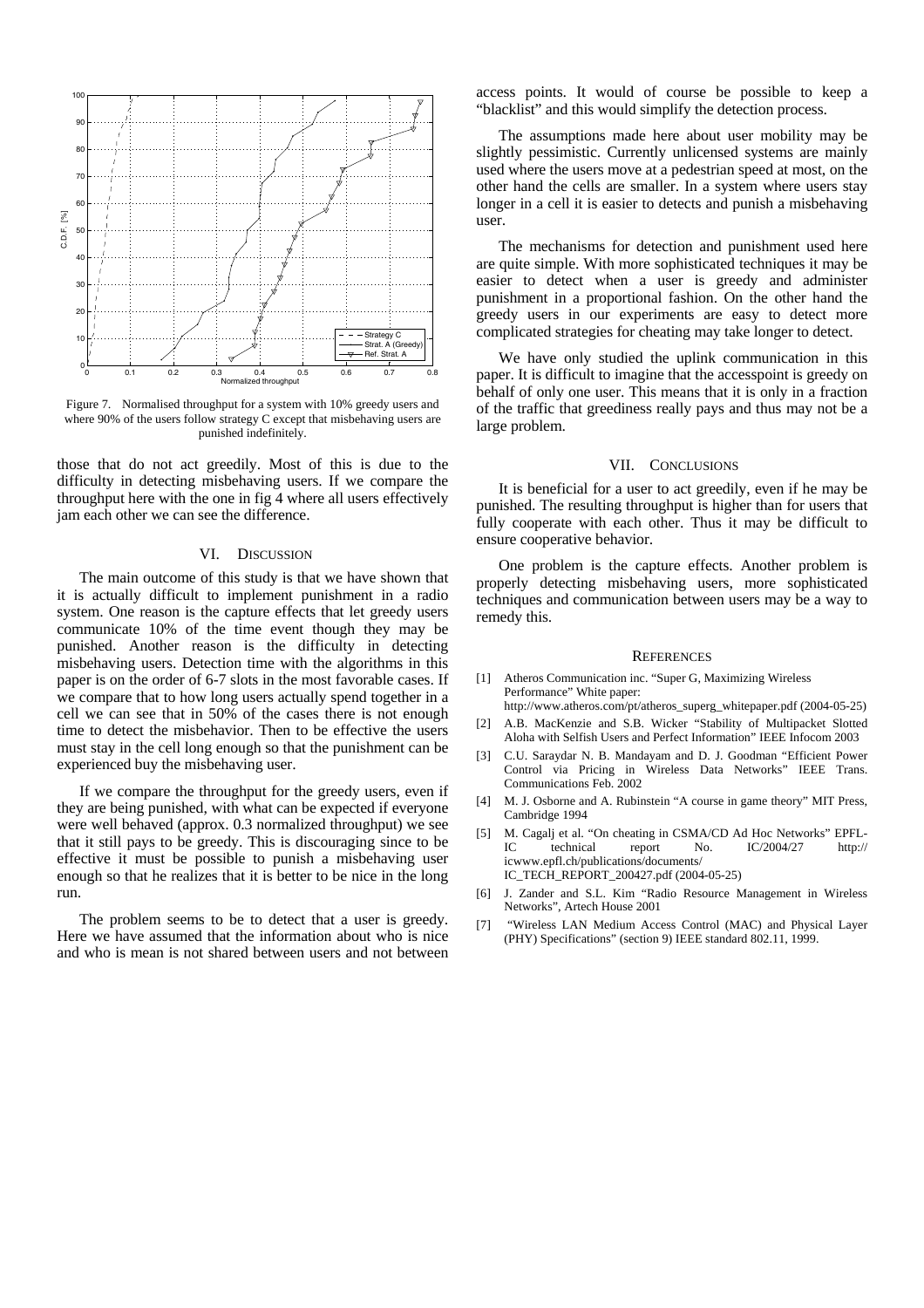100
90
80
70
60
50
40
30
20
10
0

C.D.F. [%]

0 0.1 0.2 0.3 0.4 0.5 0.6 0.7 0.8

Normalized throughput

Strategy C
Strat. A (Greedy)
Ref. Strat. A

Figure 7. Normalised throughput for a system with 10% greedy users and where 90% of the users follow strategy C except that misbehaving users are punished indefinitely.

those that do not act greedily. Most of this is due to the difficulty in detecting misbehaving users. If we compare the throughput here with the one in fig 4 where all users effectively jam each other we can see the difference.

## VI. Discussion

The main outcome of this study is that we have shown that it is actually difficult to implement punishment in a radio system. One reason is the capture effects that let greedy users communicate 10% of the time event though they may be punished. Another reason is the difficulty in detecting misbehaving users. Detection time with the algorithms in this paper is on the order of 6-7 slots in the most favorable cases. If we compare that to how long users actually spend together in a cell we can see that in 50% of the cases there is not enough time to detect the misbehavior. Then to be effective the users must stay in the cell long enough so that the punishment can be experienced buy the misbehaving user.

If we compare the throughput for the greedy users, even if they are being punished, with what can be expected if everyone were well behaved (approx. 0.3 normalized throughput) we see that it still pays to be greedy. This is discouraging since to be effective it must be possible to punish a misbehaving user enough so that he realizes that it is better to be nice in the long run.

The problem seems to be to detect that a user is greedy. Here we have assumed that the information about who is nice and who is mean is not shared between users and not between access points. It would of course be possible to keep a "blacklist" and this would simplify the detection process.

The assumptions made here about user mobility may be slightly pessimistic. Currently unlicensed systems are mainly used where the users move at a pedestrian speed at most, on the other hand the cells are smaller. In a system where users stay longer in a cell it is easier to detects and punish a misbehaving user.

The mechanisms for detection and punishment used here are quite simple. With more sophisticated techniques it may be easier to detect when a user is greedy and administer punishment in a proportional fashion. On the other hand the greedy users in our experiments are easy to detect more complicated strategies for cheating may take longer to detect.

We have only studied the uplink communication in this paper. It is difficult to imagine that the accesspoint is greedy on behalf of only one user. This means that it is only in a fraction of the traffic that greediness really pays and thus may not be a large problem.

## VII. Conclusions

It is beneficial for a user to act greedily, even if he may be punished. The resulting throughput is higher than for users that fully cooperate with each other. Thus it may be difficult to ensure cooperative behavior.

One problem is the capture effects. Another problem is properly detecting misbehaving users, more sophisticated techniques and communication between users may be a way to remedy this.

## References

[1] Atheros Communication inc. "Super G, Maximizing Wireless Performance" White paper: http://www.atheros.com/pt/atheros_superg_whitepaper.pdf (2004-05-25)

[2] A.B. MacKenzie and S.B. Wicker "Stability of Multipacket Slotted Aloha with Selfish Users and Perfect Information" IEEE Infocom 2003

[3] C.U. Saraydar N. B. Mandayam and D. J. Goodman "Efficient Power Control via Pricing in Wireless Data Networks" IEEE Trans. Communications Feb. 2002

[4] M. J. Osborne and A. Rubinstein "A course in game theory" MIT Press, Cambridge 1994

[5] M. Cagalj et al. "On cheating in CSMA/CD Ad Hoc Networks" EPFL-IC technical report No. IC/2004/27 http:// icwww.epfl.ch/publications/documents/ IC_TECH_REPORT_200427.pdf (2004-05-25)

[6] J. Zander and S.L. Kim "Radio Resource Management in Wireless Networks", Artech House 2001

[7] "Wireless LAN Medium Access Control (MAC) and Physical Layer (PHY) Specifications" (section 9) IEEE standard 802.11, 1999.